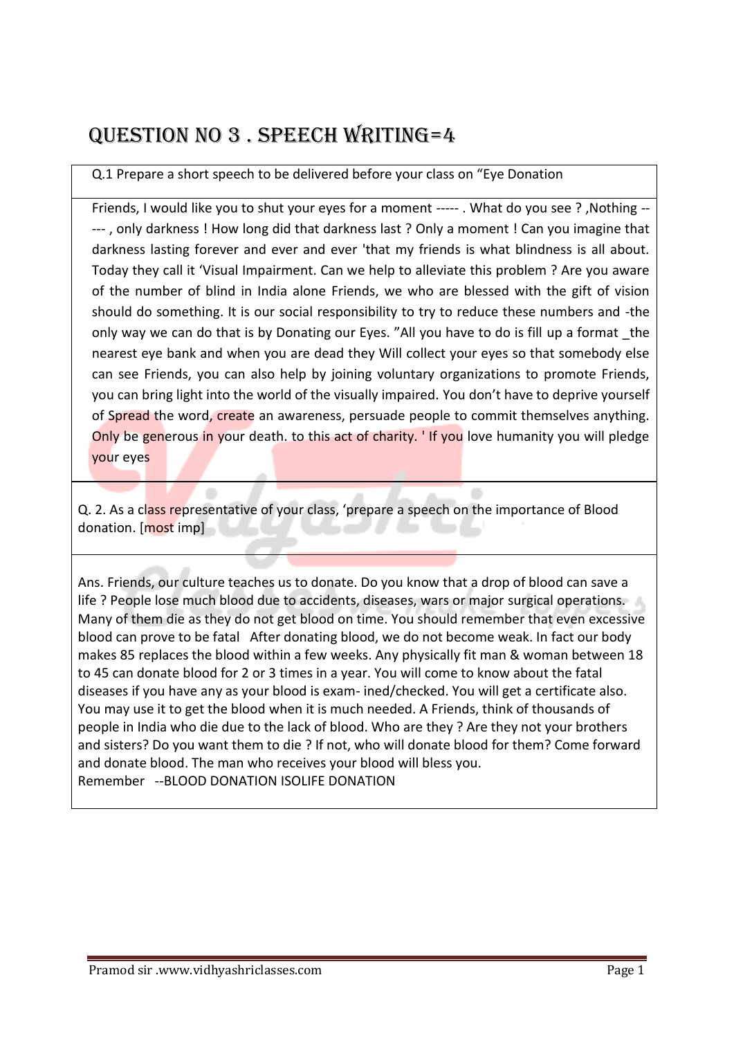# QUESTION NO 3 . SPEECH WRITING=4

Q.1 Prepare a short speech to be delivered before your class on "Eye Donation

Friends, I would like you to shut your eyes for a moment ----- . What do you see ? ,Nothing ----- , only darkness ! How long did that darkness last ? Only a moment ! Can you imagine that darkness lasting forever and ever and ever 'that my friends is what blindness is all about. Today they call it 'Visual Impairment. Can we help to alleviate this problem ? Are you aware of the number of blind in India alone Friends, we who are blessed with the gift of vision should do something. It is our social responsibility to try to reduce these numbers and -the only way we can do that is by Donating our Eyes. "All you have to do is fill up a format _the nearest eye bank and when you are dead they Will collect your eyes so that somebody else can see Friends, you can also help by joining voluntary organizations to promote Friends, you can bring light into the world of the visually impaired. You don't have to deprive yourself of Spread the word, create an awareness, persuade people to commit themselves anything. Only be generous in your death. to this act of charity. ' If you love humanity you will pledge your eyes

Q. 2. As a class representative of your class, 'prepare a speech on the importance of Blood donation. [most imp]

Ans. Friends, our culture teaches us to donate. Do you know that a drop of blood can save a life ? People lose much blood due to accidents, diseases, wars or major surgical operations. Many of them die as they do not get blood on time. You should remember that even excessive blood can prove to be fatal After donating blood, we do not become weak. In fact our body makes 85 replaces the blood within a few weeks. Any physically fit man & woman between 18 to 45 can donate blood for 2 or 3 times in a year. You will come to know about the fatal diseases if you have any as your blood is exam- ined/checked. You will get a certificate also. You may use it to get the blood when it is much needed. A Friends, think of thousands of people in India who die due to the lack of blood. Who are they ? Are they not your brothers and sisters? Do you want them to die ? If not, who will donate blood for them? Come forward and donate blood. The man who receives your blood will bless you.
Remember --BLOOD DONATION ISOLIFE DONATION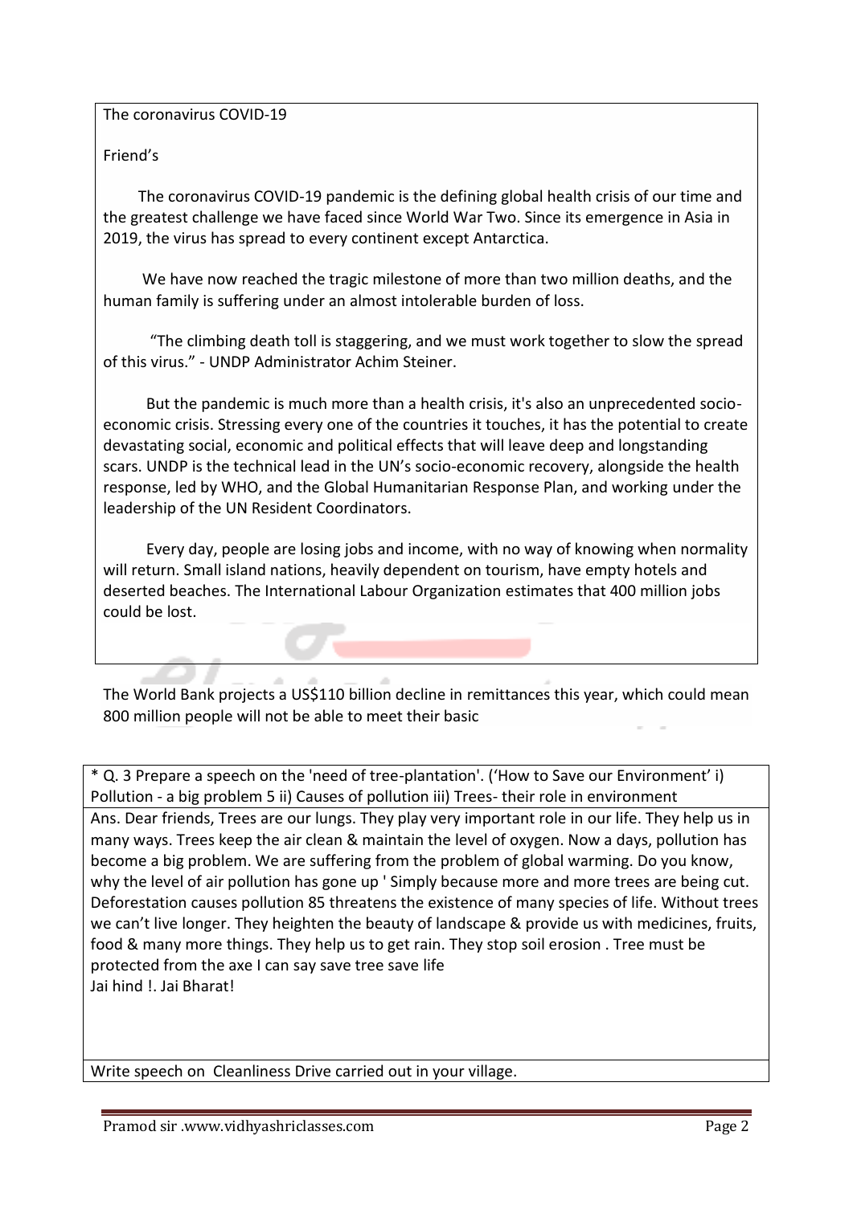The coronavirus COVID-19

Friend's

The coronavirus COVID-19 pandemic is the defining global health crisis of our time and the greatest challenge we have faced since World War Two. Since its emergence in Asia in 2019, the virus has spread to every continent except Antarctica.

We have now reached the tragic milestone of more than two million deaths, and the human family is suffering under an almost intolerable burden of loss.

"The climbing death toll is staggering, and we must work together to slow the spread of this virus." - UNDP Administrator Achim Steiner.

But the pandemic is much more than a health crisis, it's also an unprecedented socio-economic crisis. Stressing every one of the countries it touches, it has the potential to create devastating social, economic and political effects that will leave deep and longstanding scars. UNDP is the technical lead in the UN's socio-economic recovery, alongside the health response, led by WHO, and the Global Humanitarian Response Plan, and working under the leadership of the UN Resident Coordinators.

Every day, people are losing jobs and income, with no way of knowing when normality will return. Small island nations, heavily dependent on tourism, have empty hotels and deserted beaches. The International Labour Organization estimates that 400 million jobs could be lost.

The World Bank projects a US$110 billion decline in remittances this year, which could mean 800 million people will not be able to meet their basic

* Q. 3 Prepare a speech on the 'need of tree-plantation'. ('How to Save our Environment' i) Pollution - a big problem 5 ii) Causes of pollution iii) Trees- their role in environment

Ans. Dear friends, Trees are our lungs. They play very important role in our life. They help us in many ways. Trees keep the air clean & maintain the level of oxygen. Now a days, pollution has become a big problem. We are suffering from the problem of global warming. Do you know, why the level of air pollution has gone up ' Simply because more and more trees are being cut. Deforestation causes pollution 85 threatens the existence of many species of life. Without trees we can't live longer. They heighten the beauty of landscape & provide us with medicines, fruits, food & many more things. They help us to get rain. They stop soil erosion . Tree must be protected from the axe I can say save tree save life
Jai hind !. Jai Bharat!

Write speech on Cleanliness Drive carried out in your village.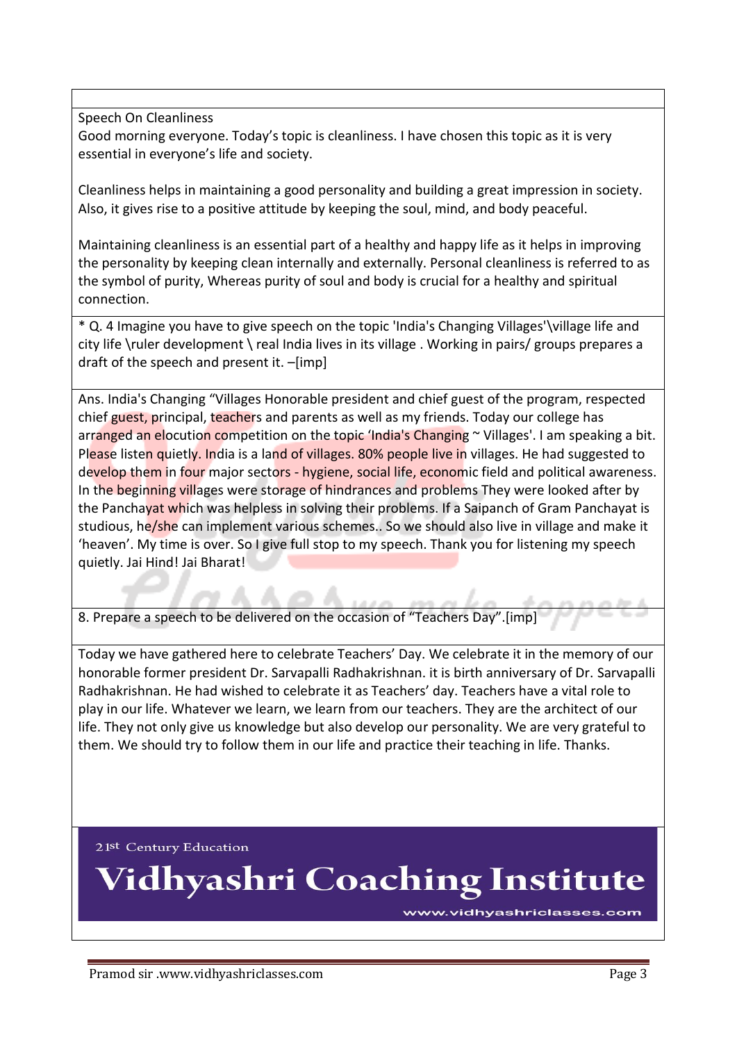Speech On Cleanliness

Good morning everyone. Today's topic is cleanliness. I have chosen this topic as it is very essential in everyone's life and society.

Cleanliness helps in maintaining a good personality and building a great impression in society. Also, it gives rise to a positive attitude by keeping the soul, mind, and body peaceful.

Maintaining cleanliness is an essential part of a healthy and happy life as it helps in improving the personality by keeping clean internally and externally. Personal cleanliness is referred to as the symbol of purity, Whereas purity of soul and body is crucial for a healthy and spiritual connection.

* Q. 4 Imagine you have to give speech on the topic 'India's Changing Villages'\village life and city life \ruler development \ real India lives in its village . Working in pairs/ groups prepares a draft of the speech and present it. –[imp]

Ans. India's Changing "Villages Honorable president and chief guest of the program, respected chief guest, principal, teachers and parents as well as my friends. Today our college has arranged an elocution competition on the topic 'India's Changing ~ Villages'. I am speaking a bit. Please listen quietly. India is a land of villages. 80% people live in villages. He had suggested to develop them in four major sectors - hygiene, social life, economic field and political awareness. In the beginning villages were storage of hindrances and problems They were looked after by the Panchayat which was helpless in solving their problems. If a Saipanch of Gram Panchayat is studious, he/she can implement various schemes.. So we should also live in village and make it 'heaven'. My time is over. So I give full stop to my speech. Thank you for listening my speech quietly. Jai Hind! Jai Bharat!

8. Prepare a speech to be delivered on the occasion of "Teachers Day".[imp]

Today we have gathered here to celebrate Teachers' Day. We celebrate it in the memory of our honorable former president Dr. Sarvapalli Radhakrishnan. it is birth anniversary of Dr. Sarvapalli Radhakrishnan. He had wished to celebrate it as Teachers' day. Teachers have a vital role to play in our life. Whatever we learn, we learn from our teachers. They are the architect of our life. They not only give us knowledge but also develop our personality. We are very grateful to them. We should try to follow them in our life and practice their teaching in life. Thanks.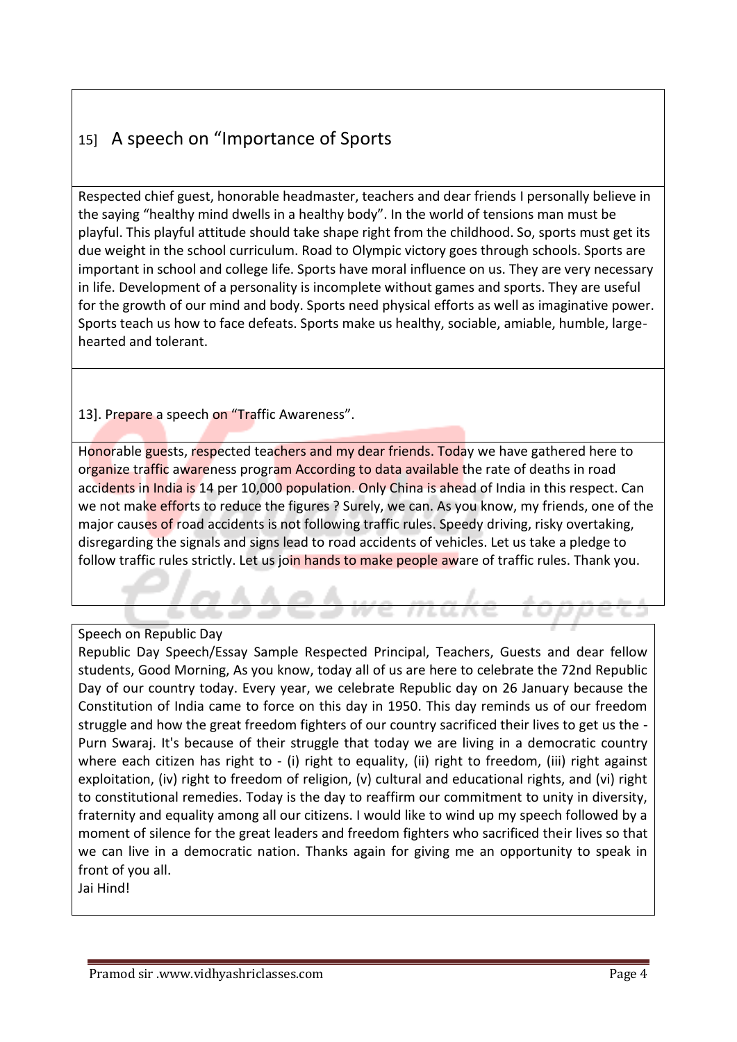## 15] A speech on "Importance of Sports

Respected chief guest, honorable headmaster, teachers and dear friends I personally believe in the saying "healthy mind dwells in a healthy body". In the world of tensions man must be playful. This playful attitude should take shape right from the childhood. So, sports must get its due weight in the school curriculum. Road to Olympic victory goes through schools. Sports are important in school and college life. Sports have moral influence on us. They are very necessary in life. Development of a personality is incomplete without games and sports. They are useful for the growth of our mind and body. Sports need physical efforts as well as imaginative power. Sports teach us how to face defeats. Sports make us healthy, sociable, amiable, humble, large-hearted and tolerant.

13]. Prepare a speech on "Traffic Awareness".

Honorable guests, respected teachers and my dear friends. Today we have gathered here to organize traffic awareness program According to data available the rate of deaths in road accidents in India is 14 per 10,000 population. Only China is ahead of India in this respect. Can we not make efforts to reduce the figures ? Surely, we can. As you know, my friends, one of the major causes of road accidents is not following traffic rules. Speedy driving, risky overtaking, disregarding the signals and signs lead to road accidents of vehicles. Let us take a pledge to follow traffic rules strictly. Let us join hands to make people aware of traffic rules. Thank you.

Speech on Republic Day

Republic Day Speech/Essay Sample Respected Principal, Teachers, Guests and dear fellow students, Good Morning, As you know, today all of us are here to celebrate the 72nd Republic Day of our country today. Every year, we celebrate Republic day on 26 January because the Constitution of India came to force on this day in 1950. This day reminds us of our freedom struggle and how the great freedom fighters of our country sacrificed their lives to get us the - Purn Swaraj. It's because of their struggle that today we are living in a democratic country where each citizen has right to - (i) right to equality, (ii) right to freedom, (iii) right against exploitation, (iv) right to freedom of religion, (v) cultural and educational rights, and (vi) right to constitutional remedies. Today is the day to reaffirm our commitment to unity in diversity, fraternity and equality among all our citizens. I would like to wind up my speech followed by a moment of silence for the great leaders and freedom fighters who sacrificed their lives so that we can live in a democratic nation. Thanks again for giving me an opportunity to speak in front of you all.

Jai Hind!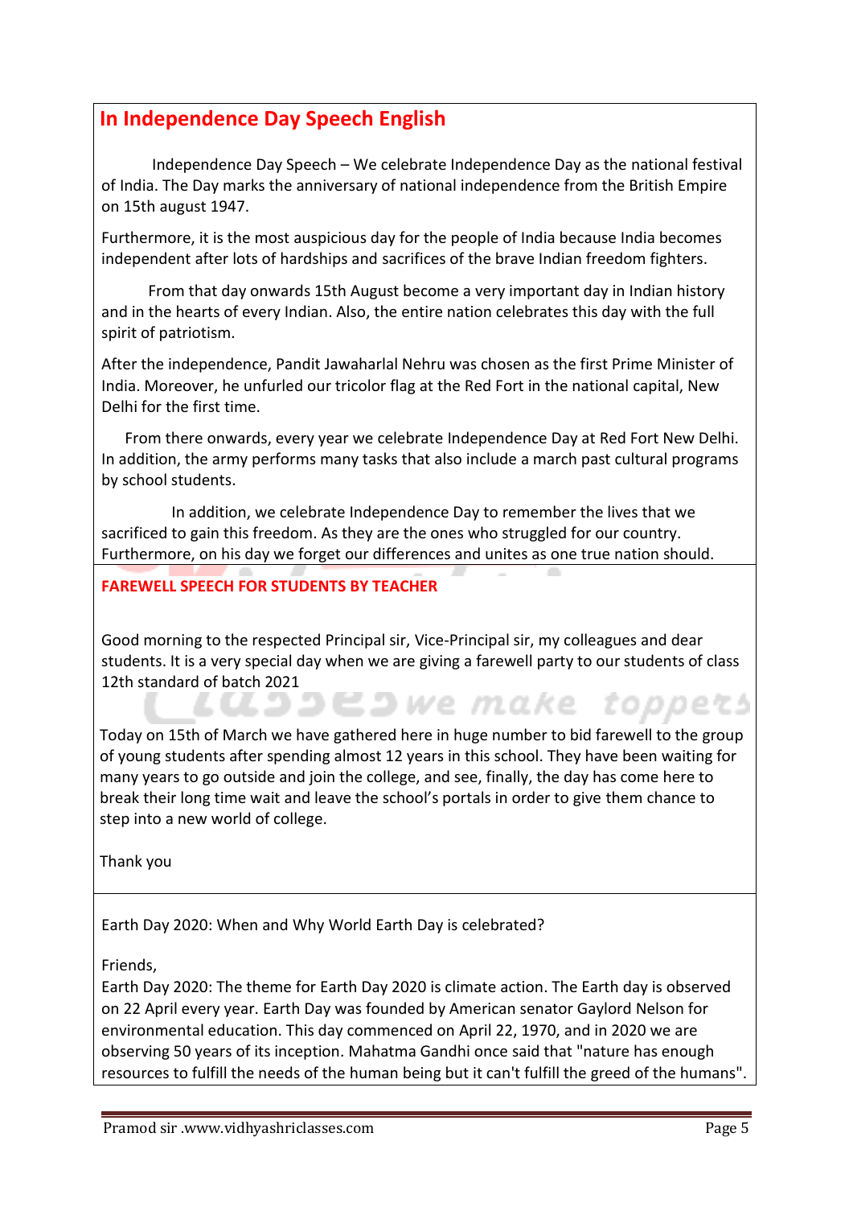## In Independence Day Speech English

Independence Day Speech – We celebrate Independence Day as the national festival of India. The Day marks the anniversary of national independence from the British Empire on 15th august 1947.

Furthermore, it is the most auspicious day for the people of India because India becomes independent after lots of hardships and sacrifices of the brave Indian freedom fighters.

From that day onwards 15th August become a very important day in Indian history and in the hearts of every Indian. Also, the entire nation celebrates this day with the full spirit of patriotism.

After the independence, Pandit Jawaharlal Nehru was chosen as the first Prime Minister of India. Moreover, he unfurled our tricolor flag at the Red Fort in the national capital, New Delhi for the first time.

From there onwards, every year we celebrate Independence Day at Red Fort New Delhi. In addition, the army performs many tasks that also include a march past cultural programs by school students.

In addition, we celebrate Independence Day to remember the lives that we sacrificed to gain this freedom. As they are the ones who struggled for our country. Furthermore, on his day we forget our differences and unites as one true nation should.

## FAREWELL SPEECH FOR STUDENTS BY TEACHER

Good morning to the respected Principal sir, Vice-Principal sir, my colleagues and dear students. It is a very special day when we are giving a farewell party to our students of class 12th standard of batch 2021

Today on 15th of March we have gathered here in huge number to bid farewell to the group of young students after spending almost 12 years in this school. They have been waiting for many years to go outside and join the college, and see, finally, the day has come here to break their long time wait and leave the school's portals in order to give them chance to step into a new world of college.

Thank you

Earth Day 2020: When and Why World Earth Day is celebrated?

Friends,
Earth Day 2020: The theme for Earth Day 2020 is climate action. The Earth day is observed on 22 April every year. Earth Day was founded by American senator Gaylord Nelson for environmental education. This day commenced on April 22, 1970, and in 2020 we are observing 50 years of its inception. Mahatma Gandhi once said that "nature has enough resources to fulfill the needs of the human being but it can't fulfill the greed of the humans".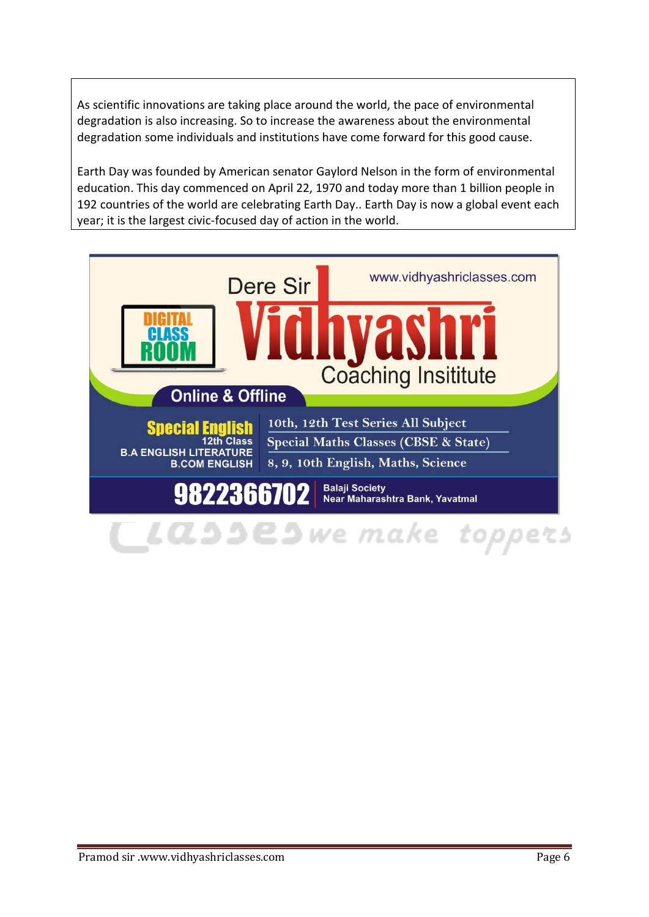As scientific innovations are taking place around the world, the pace of environmental degradation is also increasing. So to increase the awareness about the environmental degradation some individuals and institutions have come forward for this good cause.

Earth Day was founded by American senator Gaylord Nelson in the form of environmental education. This day commenced on April 22, 1970 and today more than 1 billion people in 192 countries of the world are celebrating Earth Day.. Earth Day is now a global event each year; it is the largest civic-focused day of action in the world.

Dere Sir

www.vidhyashriclasses.com

DIGITAL CLASS ROOM

**Vidhyashri**

Coaching Insititute

Online & Offline

**Special English**
12th Class
B.A ENGLISH LITERATURE
B.COM ENGLISH

10th, 12th Test Series All Subject
Special Maths Classes (CBSE & State)
8, 9, 10th English, Maths, Science

**9822366702**

Balaji Society
Near Maharashtra Bank, Yavatmal

Classes we make toppers